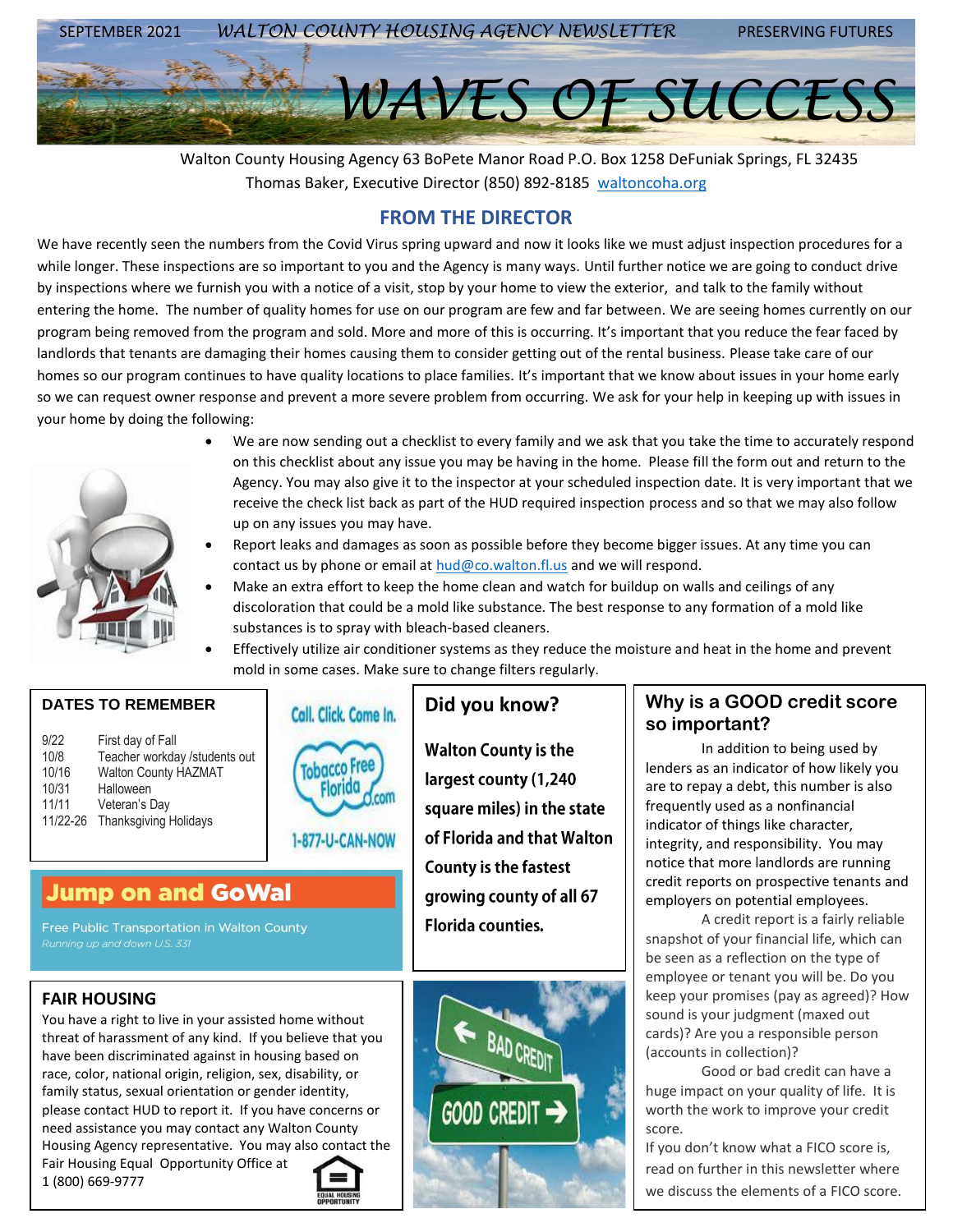SEPTEMBER 2021 *WALTON COUNTY HOUSING AGENCY NEWSLETTER* PRESERVING FUTURES

# *WAVES OF SUCCESS*

Walton County Housing Agency 63 BoPete Manor Road P.O. Box 1258 DeFuniak Springs, FL 32435
Thomas Baker, Executive Director (850) 892-8185 waltoncoha.org

## FROM THE DIRECTOR

We have recently seen the numbers from the Covid Virus spring upward and now it looks like we must adjust inspection procedures for a while longer. These inspections are so important to you and the Agency is many ways. Until further notice we are going to conduct drive by inspections where we furnish you with a notice of a visit, stop by your home to view the exterior, and talk to the family without entering the home. The number of quality homes for use on our program are few and far between. We are seeing homes currently on our program being removed from the program and sold. More and more of this is occurring. It's important that you reduce the fear faced by landlords that tenants are damaging their homes causing them to consider getting out of the rental business. Please take care of our homes so our program continues to have quality locations to place families. It's important that we know about issues in your home early so we can request owner response and prevent a more severe problem from occurring. We ask for your help in keeping up with issues in your home by doing the following:

- We are now sending out a checklist to every family and we ask that you take the time to accurately respond on this checklist about any issue you may be having in the home. Please fill the form out and return to the Agency. You may also give it to the inspector at your scheduled inspection date. It is very important that we receive the check list back as part of the HUD required inspection process and so that we may also follow up on any issues you may have.
- Report leaks and damages as soon as possible before they become bigger issues. At any time you can contact us by phone or email at hud@co.walton.fl.us and we will respond.
- Make an extra effort to keep the home clean and watch for buildup on walls and ceilings of any discoloration that could be a mold like substance. The best response to any formation of a mold like substances is to spray with bleach-based cleaners.
- Effectively utilize air conditioner systems as they reduce the moisture and heat in the home and prevent mold in some cases. Make sure to change filters regularly.

### DATES TO REMEMBER

| | |
|---|---|
| 9/22 | First day of Fall |
| 10/8 | Teacher workday /students out |
| 10/16 | Walton County HAZMAT |
| 10/31 | Halloween |
| 11/11 | Veteran's Day |
| 11/22-26 | Thanksgiving Holidays |

Call. Click. Come In.
Tobacco Free Florida .com
1-877-U-CAN-NOW

### Jump on and GoWal

Free Public Transportation in Walton County
*Running up and down U.S. 331*

### FAIR HOUSING

You have a right to live in your assisted home without threat of harassment of any kind. If you believe that you have been discriminated against in housing based on race, color, national origin, religion, sex, disability, or family status, sexual orientation or gender identity, please contact HUD to report it. If you have concerns or need assistance you may contact any Walton County Housing Agency representative. You may also contact the Fair Housing Equal Opportunity Office at 1 (800) 669-9777

EQUAL HOUSING OPPORTUNITY

### Did you know?

**Walton County is the largest county (1,240 square miles) in the state of Florida and that Walton County is the fastest growing county of all 67 Florida counties.**

BAD CREDIT
GOOD CREDIT

### Why is a GOOD credit score so important?

In addition to being used by lenders as an indicator of how likely you are to repay a debt, this number is also frequently used as a nonfinancial indicator of things like character, integrity, and responsibility. You may notice that more landlords are running credit reports on prospective tenants and employers on potential employees.

A credit report is a fairly reliable snapshot of your financial life, which can be seen as a reflection on the type of employee or tenant you will be. Do you keep your promises (pay as agreed)? How sound is your judgment (maxed out cards)? Are you a responsible person (accounts in collection)?

Good or bad credit can have a huge impact on your quality of life. It is worth the work to improve your credit score.

If you don't know what a FICO score is, read on further in this newsletter where we discuss the elements of a FICO score.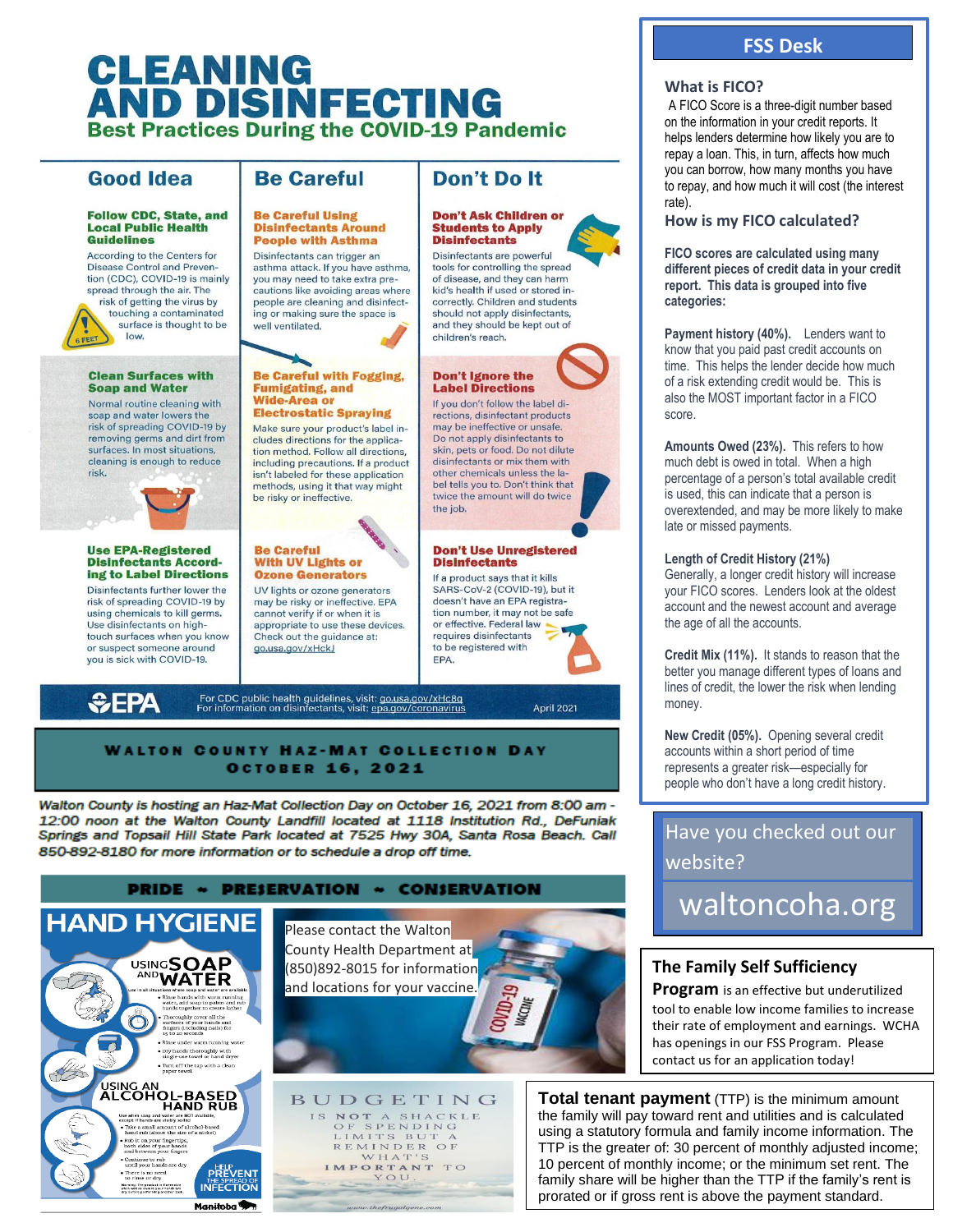# CLEANING AND DISINFECTING

## Best Practices During the COVID-19 Pandemic

### Good Idea

**Follow CDC, State, and Local Public Health Guidelines**

According to the Centers for Disease Control and Prevention (CDC), COVID-19 is mainly spread through the air. The risk of getting the virus by touching a contaminated surface is thought to be low.

6 FEET

**Clean Surfaces with Soap and Water**

Normal routine cleaning with soap and water lowers the risk of spreading COVID-19 by removing germs and dirt from surfaces. In most situations, cleaning is enough to reduce risk.

**Use EPA-Registered Disinfectants According to Label Directions**

Disinfectants further lower the risk of spreading COVID-19 by using chemicals to kill germs. Use disinfectants on high-touch surfaces when you know or suspect someone around you is sick with COVID-19.

### Be Careful

**Be Careful Using Disinfectants Around People with Asthma**

Disinfectants can trigger an asthma attack. If you have asthma, you may need to take extra precautions like avoiding areas where people are cleaning and disinfecting or making sure the space is well ventilated.

**Be Careful with Fogging, Fumigating, and Wide-Area or Electrostatic Spraying**

Make sure your product's label includes directions for the application method. Follow all directions, including precautions. If a product isn't labeled for these application methods, using it that way might be risky or ineffective.

**Be Careful With UV Lights or Ozone Generators**

UV lights or ozone generators may be risky or ineffective. EPA cannot verify if or when it is appropriate to use these devices. Check out the guidance at: go.usa.gov/xHckJ

### Don't Do It

**Don't Ask Children or Students to Apply Disinfectants**

Disinfectants are powerful tools for controlling the spread of disease, and they can harm kid's health if used or stored incorrectly. Children and students should not apply disinfectants, and they should be kept out of children's reach.

**Don't Ignore the Label Directions**

If you don't follow the label directions, disinfectant products may be ineffective or unsafe. Do not apply disinfectants to skin, pets or food. Do not dilute disinfectants or mix them with other chemicals unless the label tells you to. Don't think that twice the amount will do twice the job.

**Don't Use Unregistered Disinfectants**

If a product says that it kills SARS-CoV-2 (COVID-19), but it doesn't have an EPA registration number, it may not be safe or effective. Federal law requires disinfectants to be registered with EPA.

EPA — For CDC public health guidelines, visit: go.usa.gov/xHc8q
For information on disinfectants, visit: epa.gov/coronavirus

April 2021

## WALTON COUNTY HAZ-MAT COLLECTION DAY
## OCTOBER 16, 2021

*Walton County is hosting an Haz-Mat Collection Day on October 16, 2021 from 8:00 am - 12:00 noon at the Walton County Landfill located at 1118 Institution Rd., DeFuniak Springs and Topsail Hill State Park located at 7525 Hwy 30A, Santa Rosa Beach. Call 850-892-8180 for more information or to schedule a drop off time.*

**PRIDE ~ PRESERVATION ~ CONSERVATION**

## HAND HYGIENE

**USING SOAP AND WATER**

Use in all situations where soap and water are available

- Rinse hands with warm running water, add soap to palms and rub hands together to create lather
- Thoroughly cover all the surfaces of your hands and fingers (including nails) for 15 to 30 seconds
- Rinse under warm running water
- Dry hands thoroughly with single-use towel or hand dryer
- Turn off the tap with a clean paper towel

**USING AN ALCOHOL-BASED HAND RUB**

Use when soap and water are NOT available, except if hands are visibly soiled

- Take a small amount of alcohol-based hand rub (about the size of a nickel)
- Rub it on your fingertips, both sides of your hands and between your fingers
- Continue to rub until your hands are dry
- There is no need to rinse or dry

HELP PREVENT THE SPREAD OF INFECTION

Manitoba

Please contact the Walton County Health Department at (850)892-8015 for information and locations for your vaccine.

BUDGETING IS NOT A SHACKLE OF SPENDING LIMITS BUT A REMINDER OF WHAT'S IMPORTANT TO YOU.

www.thefrugalgene.com

## FSS Desk

### What is FICO?

A FICO Score is a three-digit number based on the information in your credit reports. It helps lenders determine how likely you are to repay a loan. This, in turn, affects how much you can borrow, how many months you have to repay, and how much it will cost (the interest rate).

### How is my FICO calculated?

**FICO scores are calculated using many different pieces of credit data in your credit report. This data is grouped into five categories:**

**Payment history (40%).** Lenders want to know that you paid past credit accounts on time. This helps the lender decide how much of a risk extending credit would be. This is also the MOST important factor in a FICO score.

**Amounts Owed (23%).** This refers to how much debt is owed in total. When a high percentage of a person's total available credit is used, this can indicate that a person is overextended, and may be more likely to make late or missed payments.

**Length of Credit History (21%)** Generally, a longer credit history will increase your FICO scores. Lenders look at the oldest account and the newest account and average the age of all the accounts.

**Credit Mix (11%).** It stands to reason that the better you manage different types of loans and lines of credit, the lower the risk when lending money.

**New Credit (05%).** Opening several credit accounts within a short period of time represents a greater risk—especially for people who don't have a long credit history.

Have you checked out our website?

waltoncoha.org

**The Family Self Sufficiency Program** is an effective but underutilized tool to enable low income families to increase their rate of employment and earnings. WCHA has openings in our FSS Program. Please contact us for an application today!

**Total tenant payment** (TTP) is the minimum amount the family will pay toward rent and utilities and is calculated using a statutory formula and family income information. The TTP is the greater of: 30 percent of monthly adjusted income; 10 percent of monthly income; or the minimum set rent. The family share will be higher than the TTP if the family's rent is prorated or if gross rent is above the payment standard.